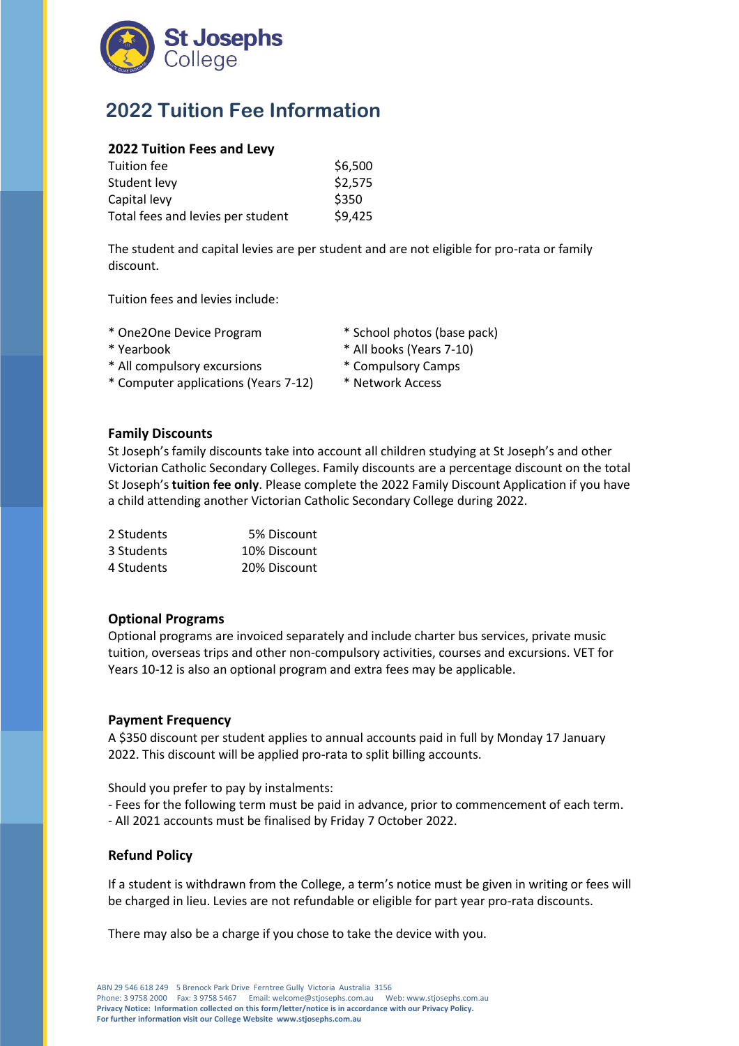St Josephs College

# 2022 Tuition Fee Information

## 2022 Tuition Fees and Levy

| | |
|---|---|
| Tuition fee | $6,500 |
| Student levy | $2,575 |
| Capital levy | $350 |
| Total fees and levies per student | $9,425 |

The student and capital levies are per student and are not eligible for pro-rata or family discount.

Tuition fees and levies include:

* One2One Device Program
* Yearbook
* All compulsory excursions
* Computer applications (Years 7-12)
* School photos (base pack)
* All books (Years 7-10)
* Compulsory Camps
* Network Access

## Family Discounts

St Joseph's family discounts take into account all children studying at St Joseph's and other Victorian Catholic Secondary Colleges. Family discounts are a percentage discount on the total St Joseph's **tuition fee only**. Please complete the 2022 Family Discount Application if you have a child attending another Victorian Catholic Secondary College during 2022.

| | |
|---|---|
| 2 Students | 5% Discount |
| 3 Students | 10% Discount |
| 4 Students | 20% Discount |

## Optional Programs

Optional programs are invoiced separately and include charter bus services, private music tuition, overseas trips and other non-compulsory activities, courses and excursions. VET for Years 10-12 is also an optional program and extra fees may be applicable.

## Payment Frequency

A $350 discount per student applies to annual accounts paid in full by Monday 17 January 2022. This discount will be applied pro-rata to split billing accounts.

Should you prefer to pay by instalments:

- Fees for the following term must be paid in advance, prior to commencement of each term.
- All 2021 accounts must be finalised by Friday 7 October 2022.

## Refund Policy

If a student is withdrawn from the College, a term's notice must be given in writing or fees will be charged in lieu. Levies are not refundable or eligible for part year pro-rata discounts.

There may also be a charge if you chose to take the device with you.

ABN 29 546 618 249 5 Brenock Park Drive Ferntree Gully Victoria Australia 3156
Phone: 3 9758 2000 Fax: 3 9758 5467 Email: welcome@stjosephs.com.au Web: www.stjosephs.com.au
**Privacy Notice: Information collected on this form/letter/notice is in accordance with our Privacy Policy.**
**For further information visit our College Website www.stjosephs.com.au**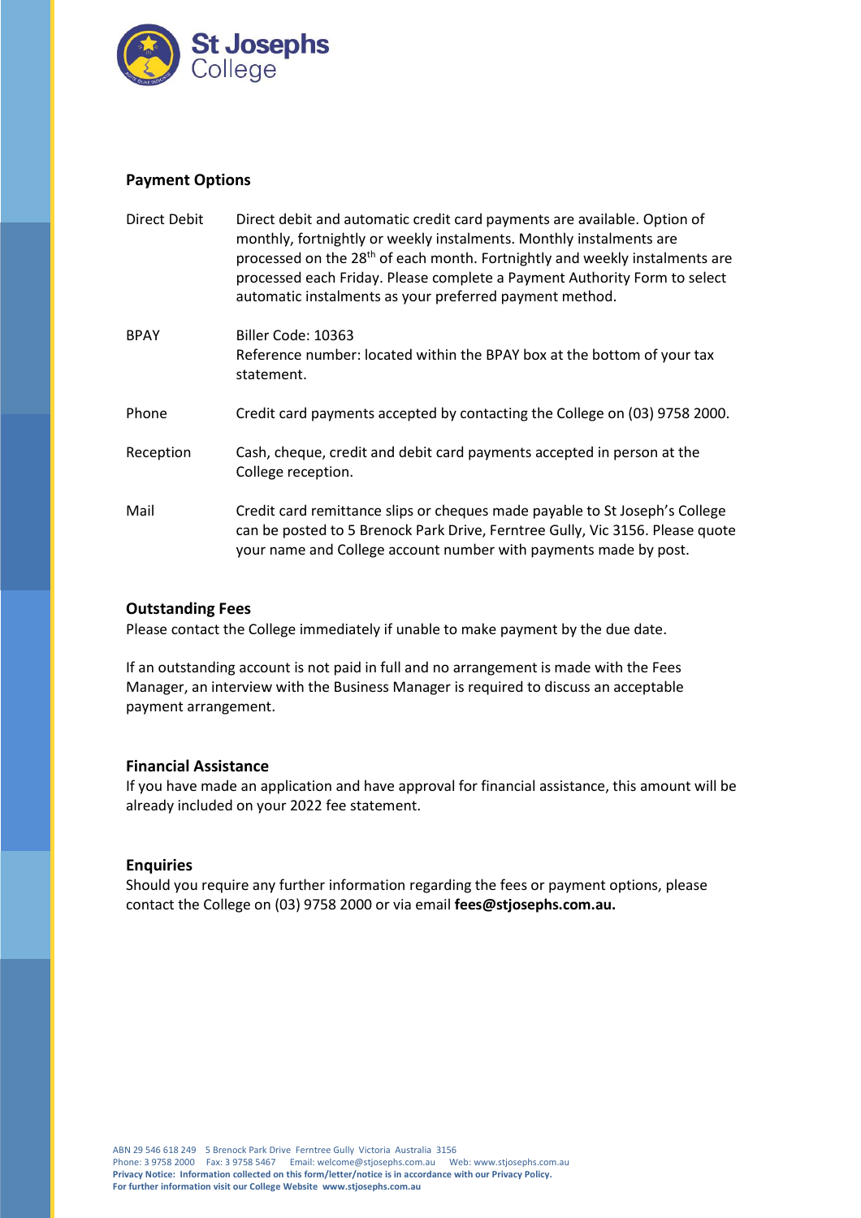## Payment Options

| | |
|---|---|
| Direct Debit | Direct debit and automatic credit card payments are available. Option of monthly, fortnightly or weekly instalments. Monthly instalments are processed on the 28th of each month. Fortnightly and weekly instalments are processed each Friday. Please complete a Payment Authority Form to select automatic instalments as your preferred payment method. |
| BPAY | Biller Code: 10363<br>Reference number: located within the BPAY box at the bottom of your tax statement. |
| Phone | Credit card payments accepted by contacting the College on (03) 9758 2000. |
| Reception | Cash, cheque, credit and debit card payments accepted in person at the College reception. |
| Mail | Credit card remittance slips or cheques made payable to St Joseph's College can be posted to 5 Brenock Park Drive, Ferntree Gully, Vic 3156. Please quote your name and College account number with payments made by post. |

## Outstanding Fees

Please contact the College immediately if unable to make payment by the due date.

If an outstanding account is not paid in full and no arrangement is made with the Fees Manager, an interview with the Business Manager is required to discuss an acceptable payment arrangement.

## Financial Assistance

If you have made an application and have approval for financial assistance, this amount will be already included on your 2022 fee statement.

## Enquiries

Should you require any further information regarding the fees or payment options, please contact the College on (03) 9758 2000 or via email **fees@stjosephs.com.au.**